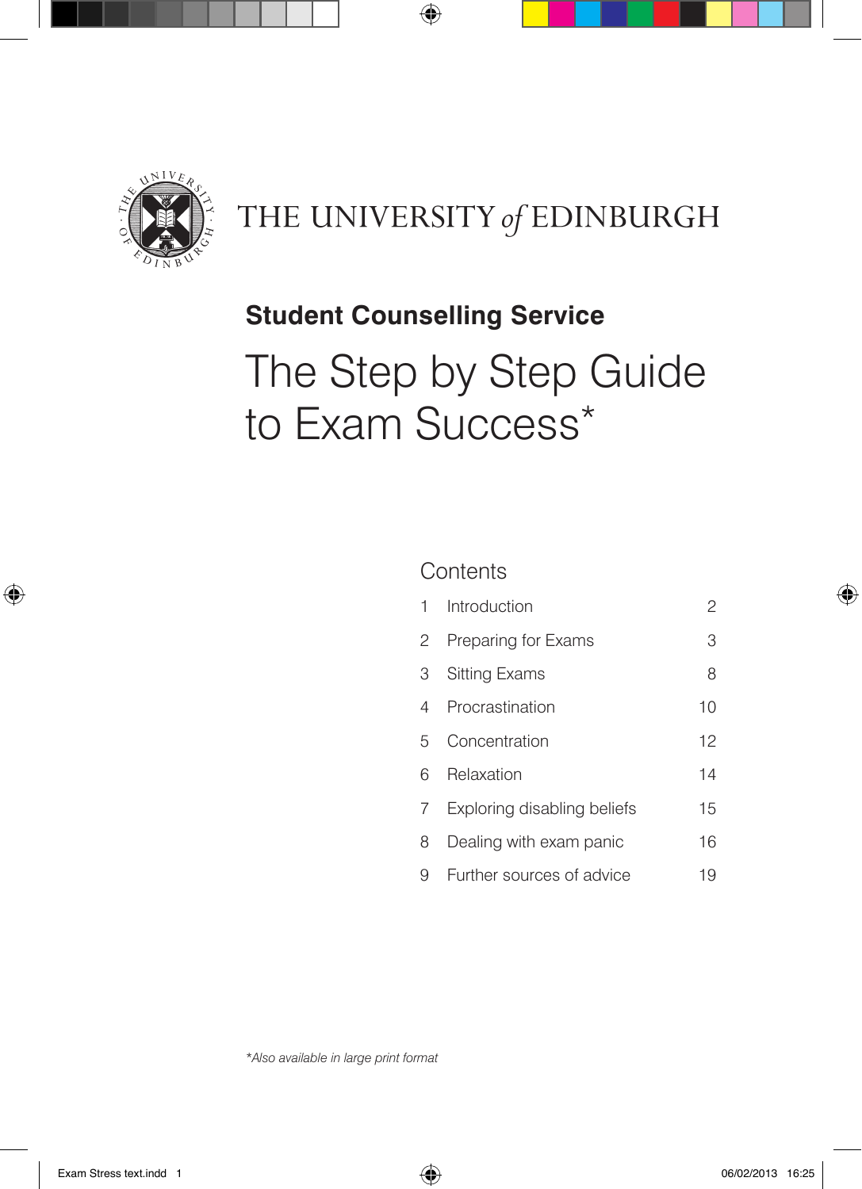THE UNIVERSITY *of* EDINBURGH

**Student Counselling Service**

# The Step by Step Guide to Exam Success*

## Contents

| | | |
|---|---|---|
| 1 | Introduction | 2 |
| 2 | Preparing for Exams | 3 |
| 3 | Sitting Exams | 8 |
| 4 | Procrastination | 10 |
| 5 | Concentration | 12 |
| 6 | Relaxation | 14 |
| 7 | Exploring disabling beliefs | 15 |
| 8 | Dealing with exam panic | 16 |
| 9 | Further sources of advice | 19 |

*\*Also available in large print format*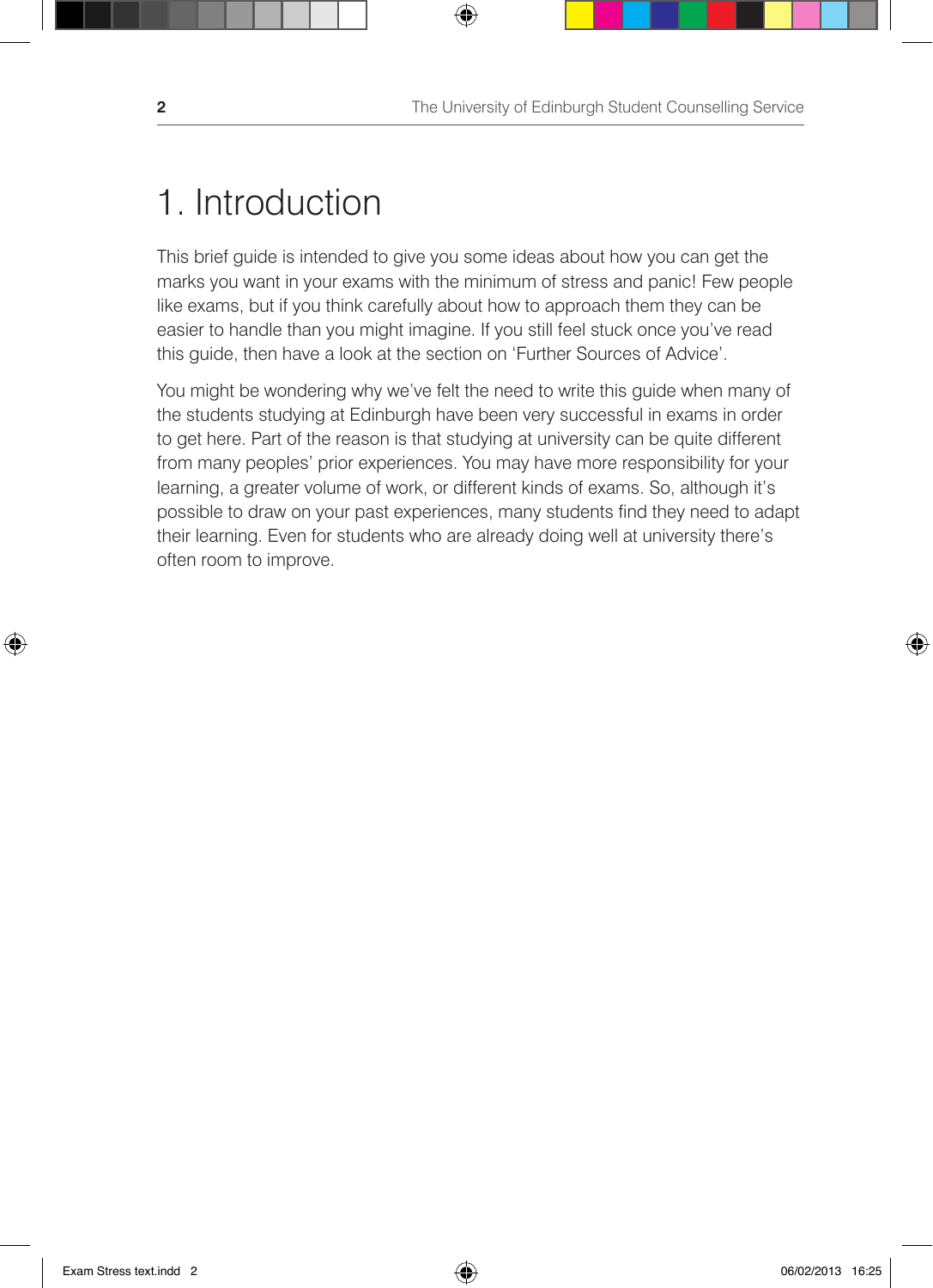# 1. Introduction

This brief guide is intended to give you some ideas about how you can get the marks you want in your exams with the minimum of stress and panic! Few people like exams, but if you think carefully about how to approach them they can be easier to handle than you might imagine. If you still feel stuck once you've read this guide, then have a look at the section on 'Further Sources of Advice'.

You might be wondering why we've felt the need to write this guide when many of the students studying at Edinburgh have been very successful in exams in order to get here. Part of the reason is that studying at university can be quite different from many peoples' prior experiences. You may have more responsibility for your learning, a greater volume of work, or different kinds of exams. So, although it's possible to draw on your past experiences, many students find they need to adapt their learning. Even for students who are already doing well at university there's often room to improve.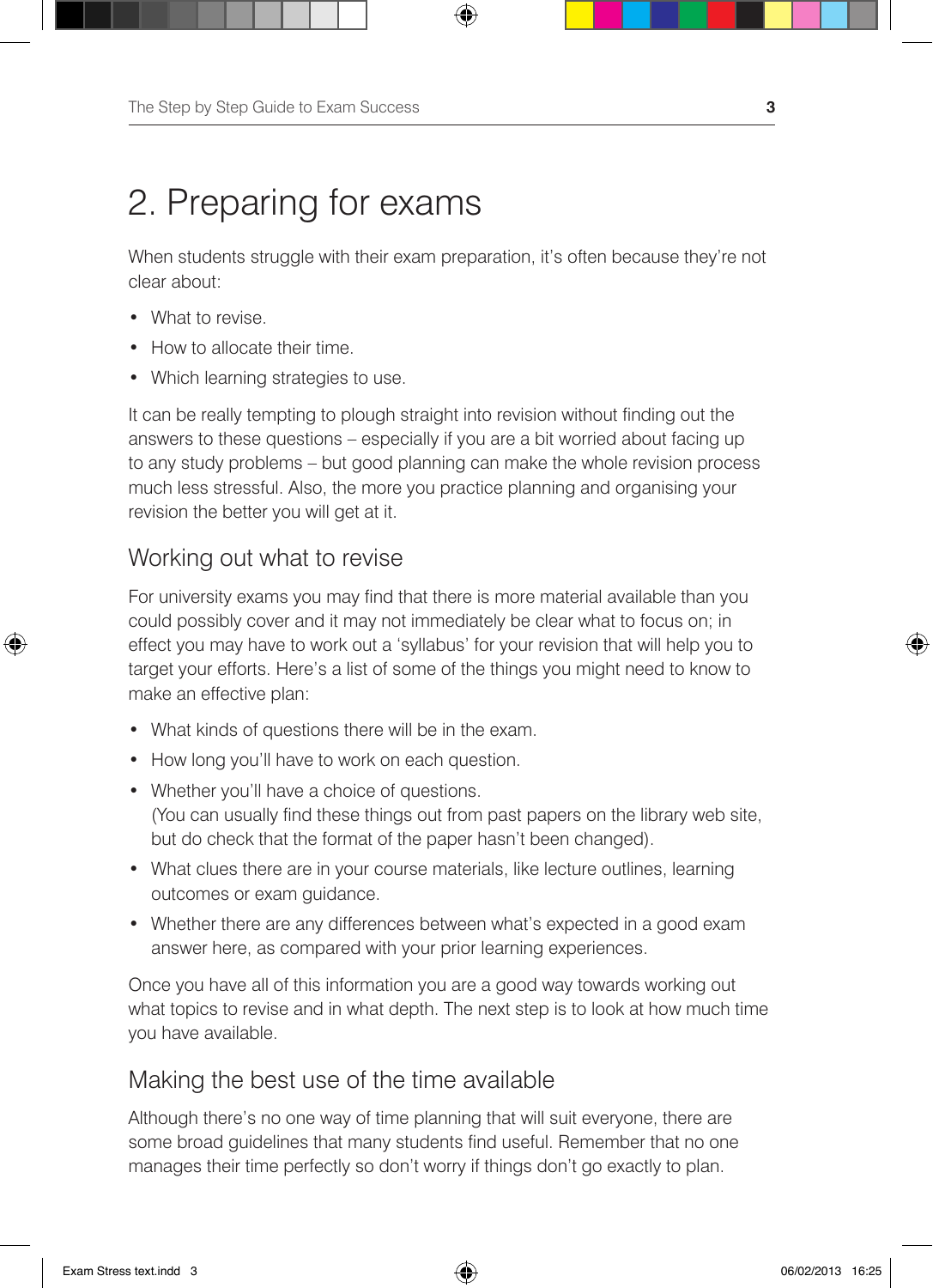# 2. Preparing for exams

When students struggle with their exam preparation, it's often because they're not clear about:

- What to revise.
- How to allocate their time.
- Which learning strategies to use.

It can be really tempting to plough straight into revision without finding out the answers to these questions – especially if you are a bit worried about facing up to any study problems – but good planning can make the whole revision process much less stressful. Also, the more you practice planning and organising your revision the better you will get at it.

## Working out what to revise

For university exams you may find that there is more material available than you could possibly cover and it may not immediately be clear what to focus on; in effect you may have to work out a 'syllabus' for your revision that will help you to target your efforts. Here's a list of some of the things you might need to know to make an effective plan:

- What kinds of questions there will be in the exam.
- How long you'll have to work on each question.
- Whether you'll have a choice of questions.
  (You can usually find these things out from past papers on the library web site, but do check that the format of the paper hasn't been changed).
- What clues there are in your course materials, like lecture outlines, learning outcomes or exam guidance.
- Whether there are any differences between what's expected in a good exam answer here, as compared with your prior learning experiences.

Once you have all of this information you are a good way towards working out what topics to revise and in what depth. The next step is to look at how much time you have available.

## Making the best use of the time available

Although there's no one way of time planning that will suit everyone, there are some broad guidelines that many students find useful. Remember that no one manages their time perfectly so don't worry if things don't go exactly to plan.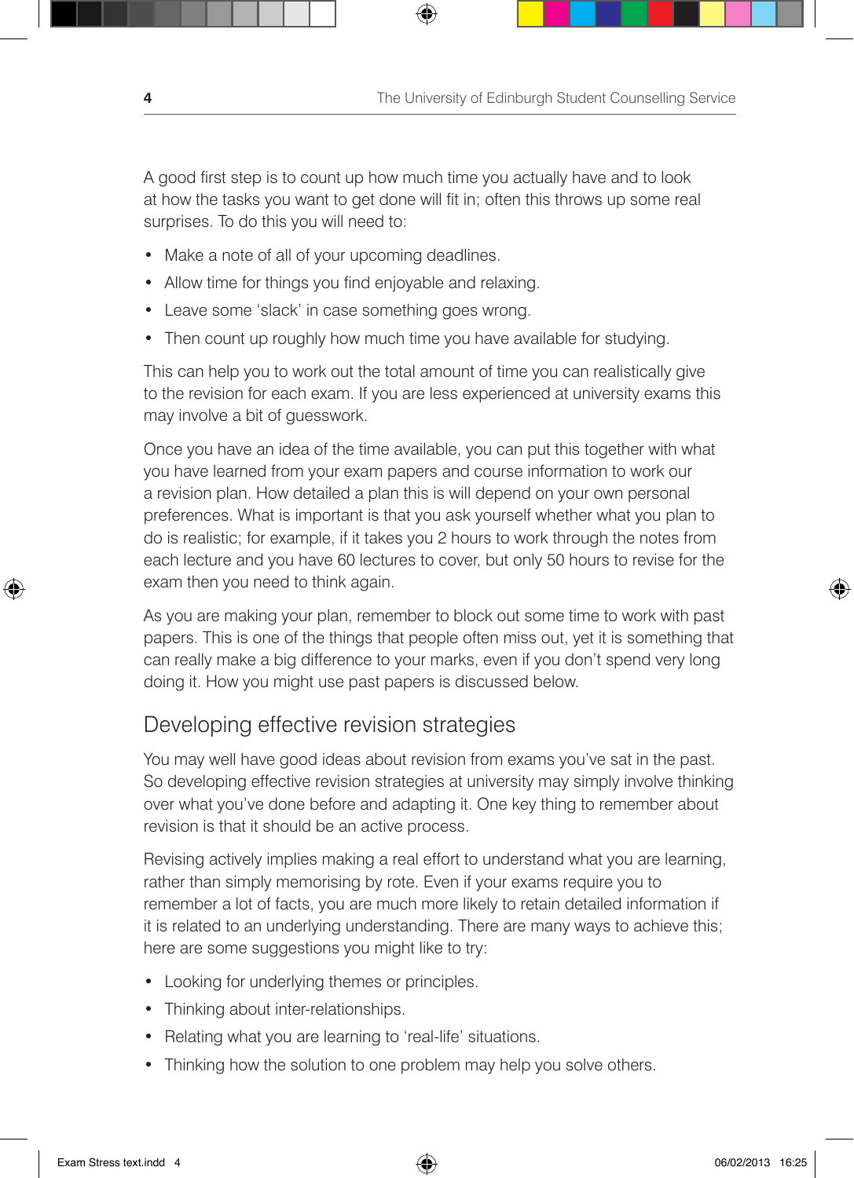A good first step is to count up how much time you actually have and to look at how the tasks you want to get done will fit in; often this throws up some real surprises. To do this you will need to:

- Make a note of all of your upcoming deadlines.
- Allow time for things you find enjoyable and relaxing.
- Leave some 'slack' in case something goes wrong.
- Then count up roughly how much time you have available for studying.

This can help you to work out the total amount of time you can realistically give to the revision for each exam. If you are less experienced at university exams this may involve a bit of guesswork.

Once you have an idea of the time available, you can put this together with what you have learned from your exam papers and course information to work our a revision plan. How detailed a plan this is will depend on your own personal preferences. What is important is that you ask yourself whether what you plan to do is realistic; for example, if it takes you 2 hours to work through the notes from each lecture and you have 60 lectures to cover, but only 50 hours to revise for the exam then you need to think again.

As you are making your plan, remember to block out some time to work with past papers. This is one of the things that people often miss out, yet it is something that can really make a big difference to your marks, even if you don't spend very long doing it. How you might use past papers is discussed below.

## Developing effective revision strategies

You may well have good ideas about revision from exams you've sat in the past. So developing effective revision strategies at university may simply involve thinking over what you've done before and adapting it. One key thing to remember about revision is that it should be an active process.

Revising actively implies making a real effort to understand what you are learning, rather than simply memorising by rote. Even if your exams require you to remember a lot of facts, you are much more likely to retain detailed information if it is related to an underlying understanding. There are many ways to achieve this; here are some suggestions you might like to try:

- Looking for underlying themes or principles.
- Thinking about inter-relationships.
- Relating what you are learning to 'real-life' situations.
- Thinking how the solution to one problem may help you solve others.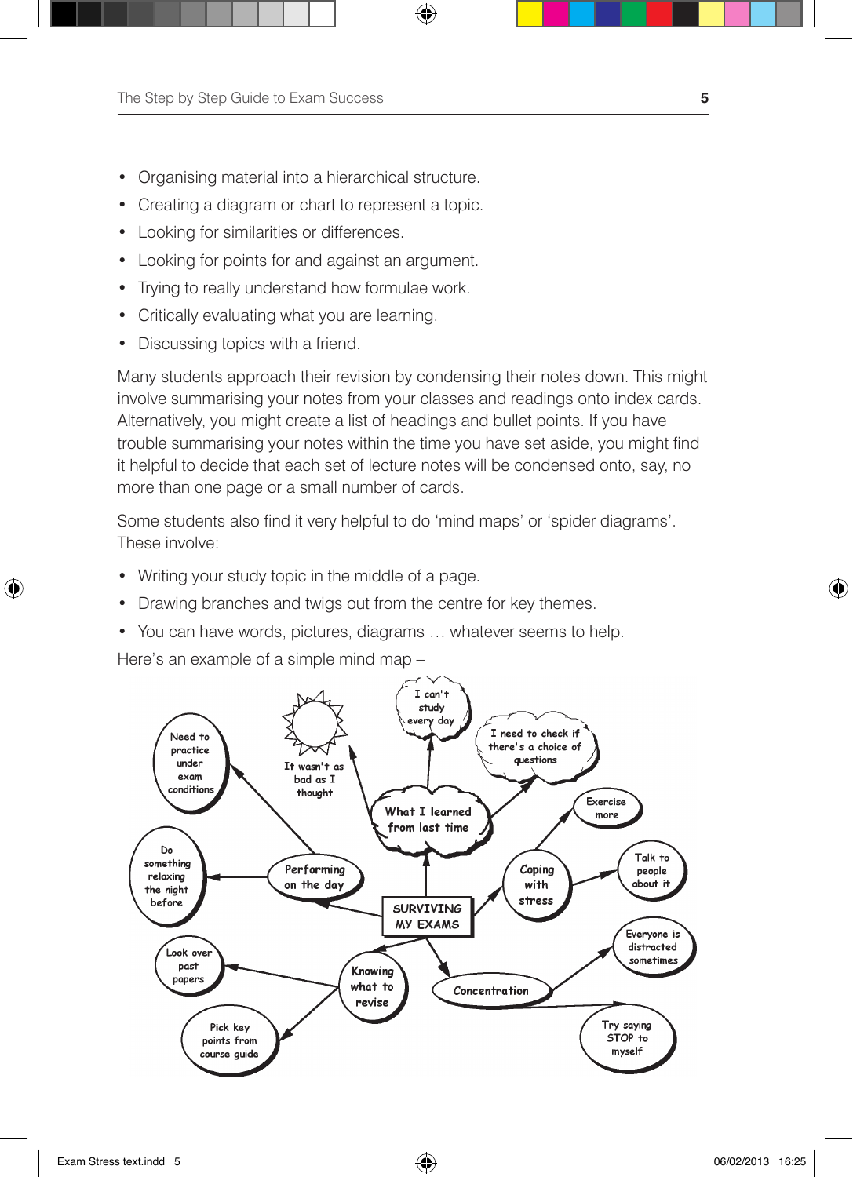- Organising material into a hierarchical structure.
- Creating a diagram or chart to represent a topic.
- Looking for similarities or differences.
- Looking for points for and against an argument.
- Trying to really understand how formulae work.
- Critically evaluating what you are learning.
- Discussing topics with a friend.

Many students approach their revision by condensing their notes down. This might involve summarising your notes from your classes and readings onto index cards. Alternatively, you might create a list of headings and bullet points. If you have trouble summarising your notes within the time you have set aside, you might find it helpful to decide that each set of lecture notes will be condensed onto, say, no more than one page or a small number of cards.

Some students also find it very helpful to do 'mind maps' or 'spider diagrams'. These involve:

- Writing your study topic in the middle of a page.
- Drawing branches and twigs out from the centre for key themes.
- You can have words, pictures, diagrams … whatever seems to help.

Here's an example of a simple mind map –

- SURVIVING MY EXAMS
  - What I learned from last time
    - It wasn't as bad as I thought
    - I can't study every day
    - I need to check if there's a choice of questions
  - Performing on the day
    - Need to practice under exam conditions
    - Do something relaxing the night before
  - Coping with stress
    - Exercise more
    - Talk to people about it
  - Knowing what to revise
    - Look over past papers
    - Pick key points from course guide
  - Concentration
    - Everyone is distracted sometimes
    - Try saying STOP to myself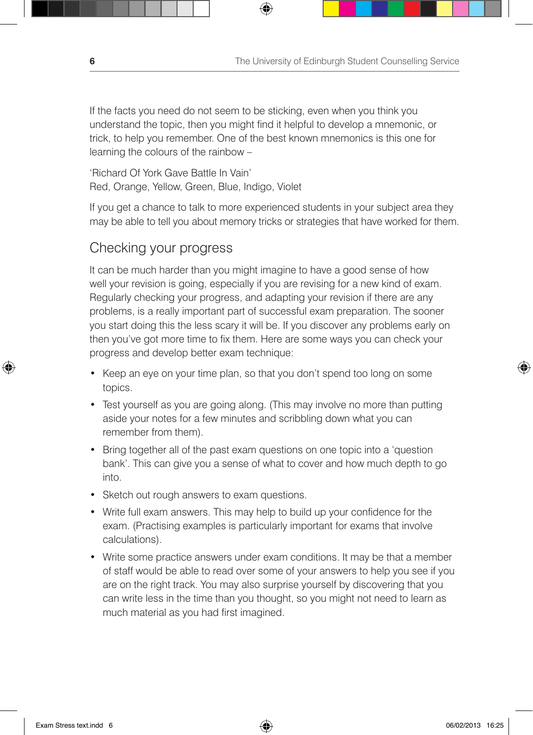If the facts you need do not seem to be sticking, even when you think you understand the topic, then you might find it helpful to develop a mnemonic, or trick, to help you remember. One of the best known mnemonics is this one for learning the colours of the rainbow –

'Richard Of York Gave Battle In Vain'
Red, Orange, Yellow, Green, Blue, Indigo, Violet

If you get a chance to talk to more experienced students in your subject area they may be able to tell you about memory tricks or strategies that have worked for them.

## Checking your progress

It can be much harder than you might imagine to have a good sense of how well your revision is going, especially if you are revising for a new kind of exam. Regularly checking your progress, and adapting your revision if there are any problems, is a really important part of successful exam preparation. The sooner you start doing this the less scary it will be. If you discover any problems early on then you've got more time to fix them. Here are some ways you can check your progress and develop better exam technique:

- Keep an eye on your time plan, so that you don't spend too long on some topics.
- Test yourself as you are going along. (This may involve no more than putting aside your notes for a few minutes and scribbling down what you can remember from them).
- Bring together all of the past exam questions on one topic into a 'question bank'. This can give you a sense of what to cover and how much depth to go into.
- Sketch out rough answers to exam questions.
- Write full exam answers. This may help to build up your confidence for the exam. (Practising examples is particularly important for exams that involve calculations).
- Write some practice answers under exam conditions. It may be that a member of staff would be able to read over some of your answers to help you see if you are on the right track. You may also surprise yourself by discovering that you can write less in the time than you thought, so you might not need to learn as much material as you had first imagined.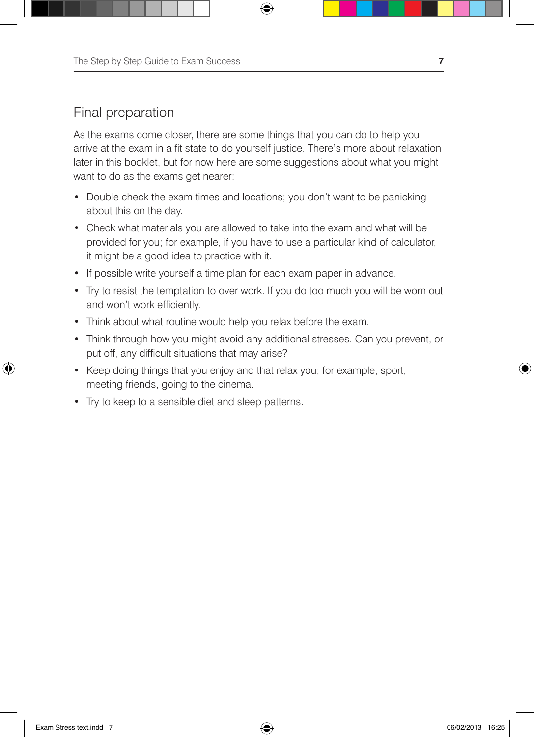## Final preparation

As the exams come closer, there are some things that you can do to help you arrive at the exam in a fit state to do yourself justice. There's more about relaxation later in this booklet, but for now here are some suggestions about what you might want to do as the exams get nearer:

- Double check the exam times and locations; you don't want to be panicking about this on the day.
- Check what materials you are allowed to take into the exam and what will be provided for you; for example, if you have to use a particular kind of calculator, it might be a good idea to practice with it.
- If possible write yourself a time plan for each exam paper in advance.
- Try to resist the temptation to over work. If you do too much you will be worn out and won't work efficiently.
- Think about what routine would help you relax before the exam.
- Think through how you might avoid any additional stresses. Can you prevent, or put off, any difficult situations that may arise?
- Keep doing things that you enjoy and that relax you; for example, sport, meeting friends, going to the cinema.
- Try to keep to a sensible diet and sleep patterns.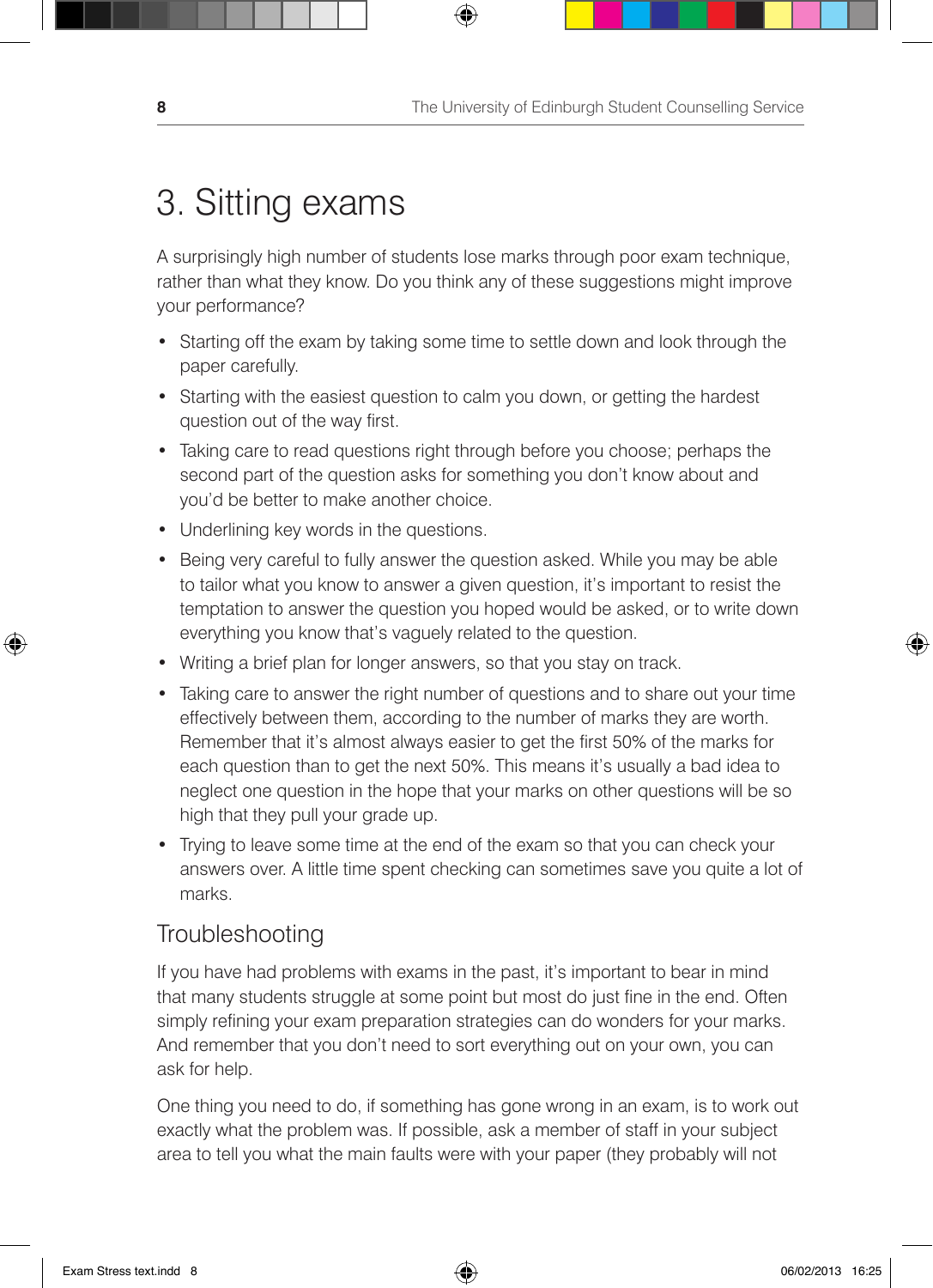# 3. Sitting exams

A surprisingly high number of students lose marks through poor exam technique, rather than what they know. Do you think any of these suggestions might improve your performance?

- Starting off the exam by taking some time to settle down and look through the paper carefully.
- Starting with the easiest question to calm you down, or getting the hardest question out of the way first.
- Taking care to read questions right through before you choose; perhaps the second part of the question asks for something you don't know about and you'd be better to make another choice.
- Underlining key words in the questions.
- Being very careful to fully answer the question asked. While you may be able to tailor what you know to answer a given question, it's important to resist the temptation to answer the question you hoped would be asked, or to write down everything you know that's vaguely related to the question.
- Writing a brief plan for longer answers, so that you stay on track.
- Taking care to answer the right number of questions and to share out your time effectively between them, according to the number of marks they are worth. Remember that it's almost always easier to get the first 50% of the marks for each question than to get the next 50%. This means it's usually a bad idea to neglect one question in the hope that your marks on other questions will be so high that they pull your grade up.
- Trying to leave some time at the end of the exam so that you can check your answers over. A little time spent checking can sometimes save you quite a lot of marks.

## Troubleshooting

If you have had problems with exams in the past, it's important to bear in mind that many students struggle at some point but most do just fine in the end. Often simply refining your exam preparation strategies can do wonders for your marks. And remember that you don't need to sort everything out on your own, you can ask for help.

One thing you need to do, if something has gone wrong in an exam, is to work out exactly what the problem was. If possible, ask a member of staff in your subject area to tell you what the main faults were with your paper (they probably will not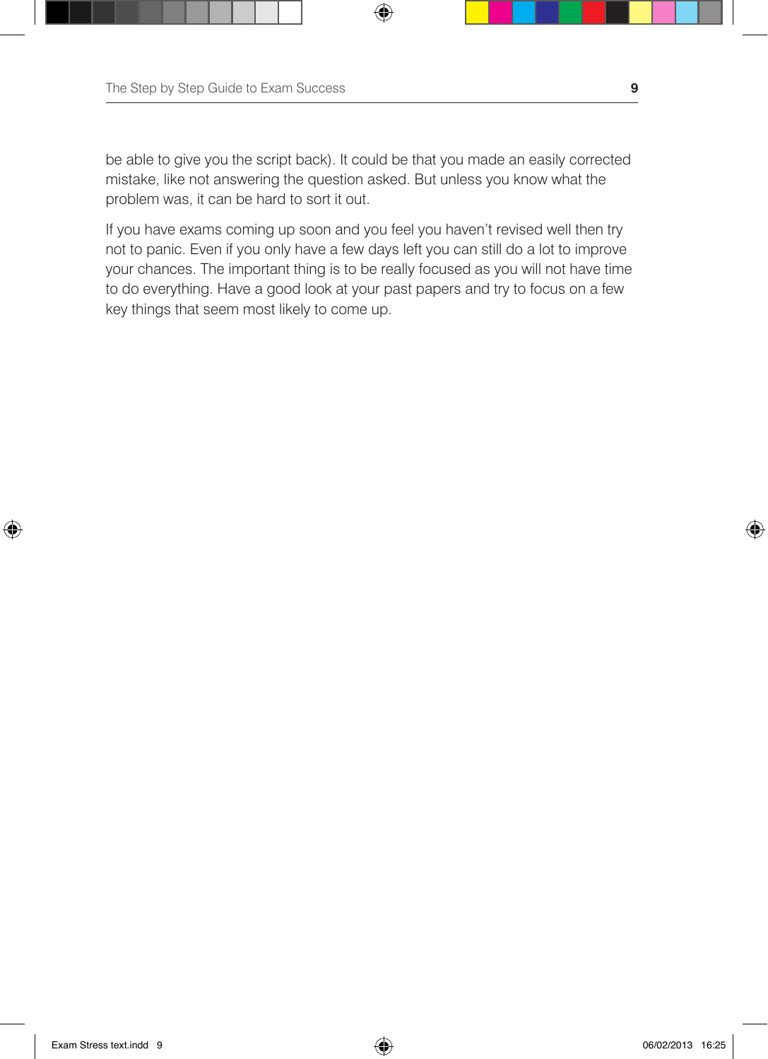be able to give you the script back). It could be that you made an easily corrected mistake, like not answering the question asked. But unless you know what the problem was, it can be hard to sort it out.

If you have exams coming up soon and you feel you haven't revised well then try not to panic. Even if you only have a few days left you can still do a lot to improve your chances. The important thing is to be really focused as you will not have time to do everything. Have a good look at your past papers and try to focus on a few key things that seem most likely to come up.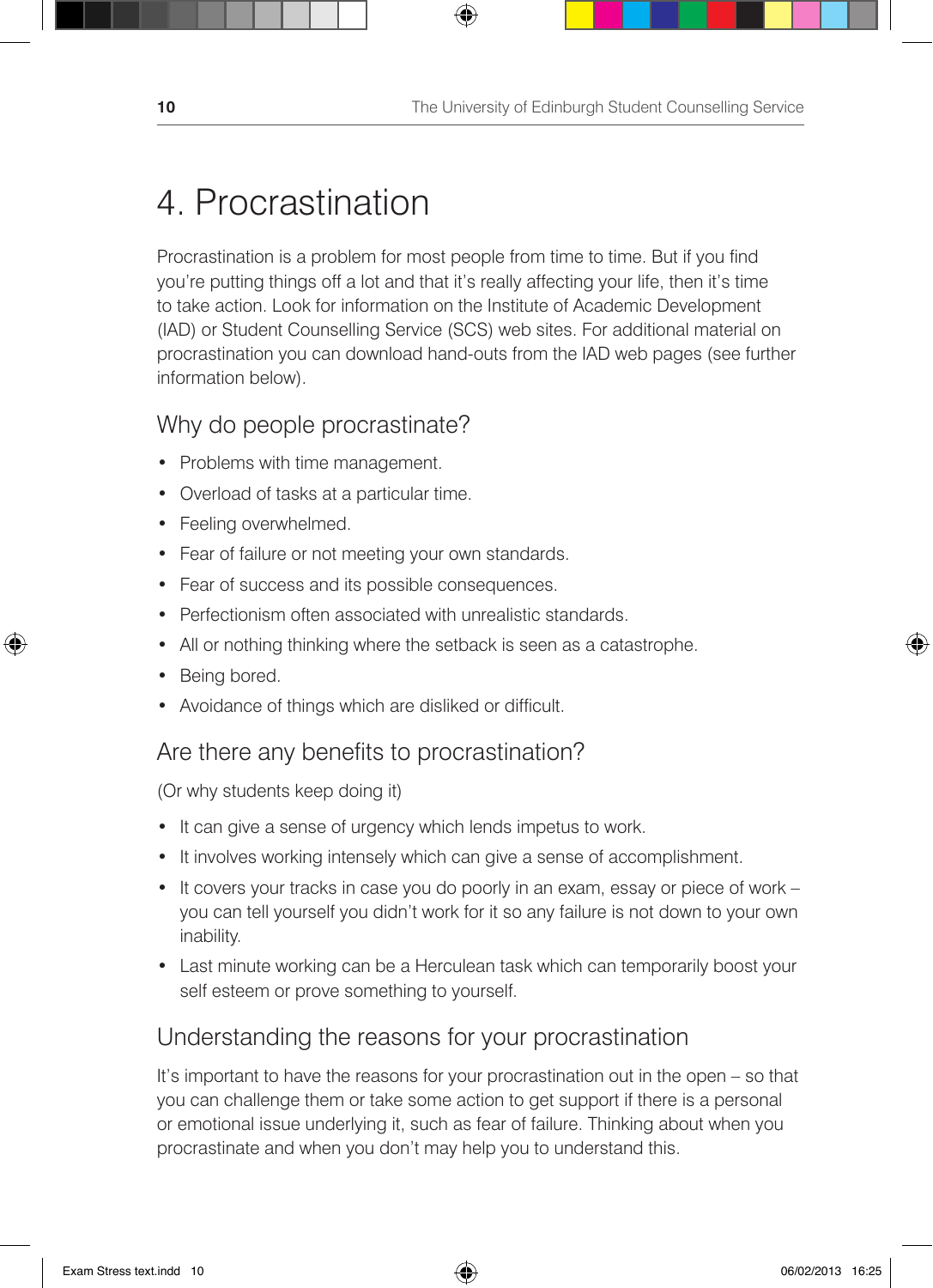# 4. Procrastination

Procrastination is a problem for most people from time to time. But if you find you're putting things off a lot and that it's really affecting your life, then it's time to take action. Look for information on the Institute of Academic Development (IAD) or Student Counselling Service (SCS) web sites. For additional material on procrastination you can download hand-outs from the IAD web pages (see further information below).

## Why do people procrastinate?

- Problems with time management.
- Overload of tasks at a particular time.
- Feeling overwhelmed.
- Fear of failure or not meeting your own standards.
- Fear of success and its possible consequences.
- Perfectionism often associated with unrealistic standards.
- All or nothing thinking where the setback is seen as a catastrophe.
- Being bored.
- Avoidance of things which are disliked or difficult.

## Are there any benefits to procrastination?

(Or why students keep doing it)

- It can give a sense of urgency which lends impetus to work.
- It involves working intensely which can give a sense of accomplishment.
- It covers your tracks in case you do poorly in an exam, essay or piece of work – you can tell yourself you didn't work for it so any failure is not down to your own inability.
- Last minute working can be a Herculean task which can temporarily boost your self esteem or prove something to yourself.

## Understanding the reasons for your procrastination

It's important to have the reasons for your procrastination out in the open – so that you can challenge them or take some action to get support if there is a personal or emotional issue underlying it, such as fear of failure. Thinking about when you procrastinate and when you don't may help you to understand this.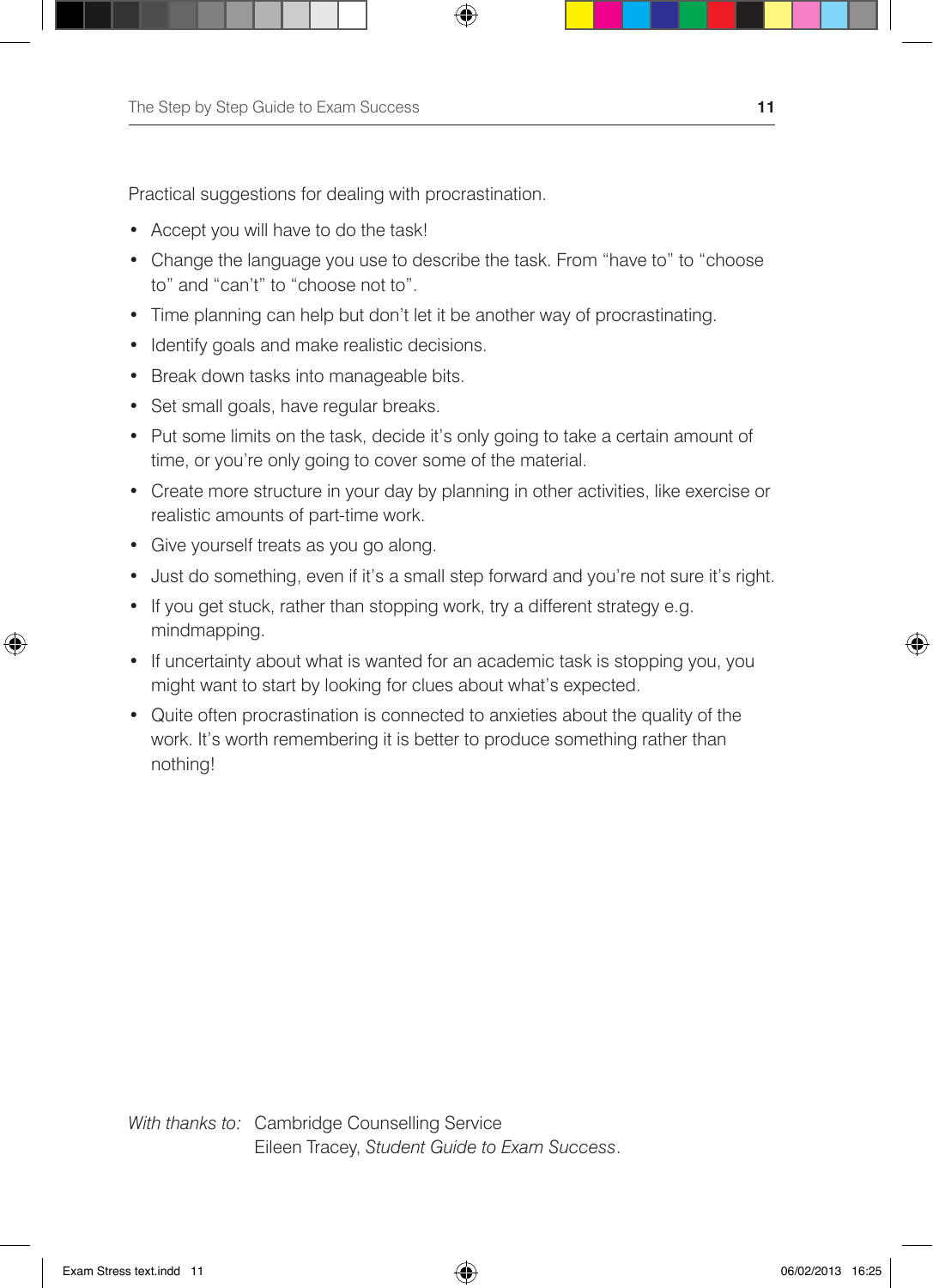Practical suggestions for dealing with procrastination.

- Accept you will have to do the task!
- Change the language you use to describe the task. From "have to" to "choose to" and "can't" to "choose not to".
- Time planning can help but don't let it be another way of procrastinating.
- Identify goals and make realistic decisions.
- Break down tasks into manageable bits.
- Set small goals, have regular breaks.
- Put some limits on the task, decide it's only going to take a certain amount of time, or you're only going to cover some of the material.
- Create more structure in your day by planning in other activities, like exercise or realistic amounts of part-time work.
- Give yourself treats as you go along.
- Just do something, even if it's a small step forward and you're not sure it's right.
- If you get stuck, rather than stopping work, try a different strategy e.g. mindmapping.
- If uncertainty about what is wanted for an academic task is stopping you, you might want to start by looking for clues about what's expected.
- Quite often procrastination is connected to anxieties about the quality of the work. It's worth remembering it is better to produce something rather than nothing!

*With thanks to:* Cambridge Counselling Service
Eileen Tracey, *Student Guide to Exam Success*.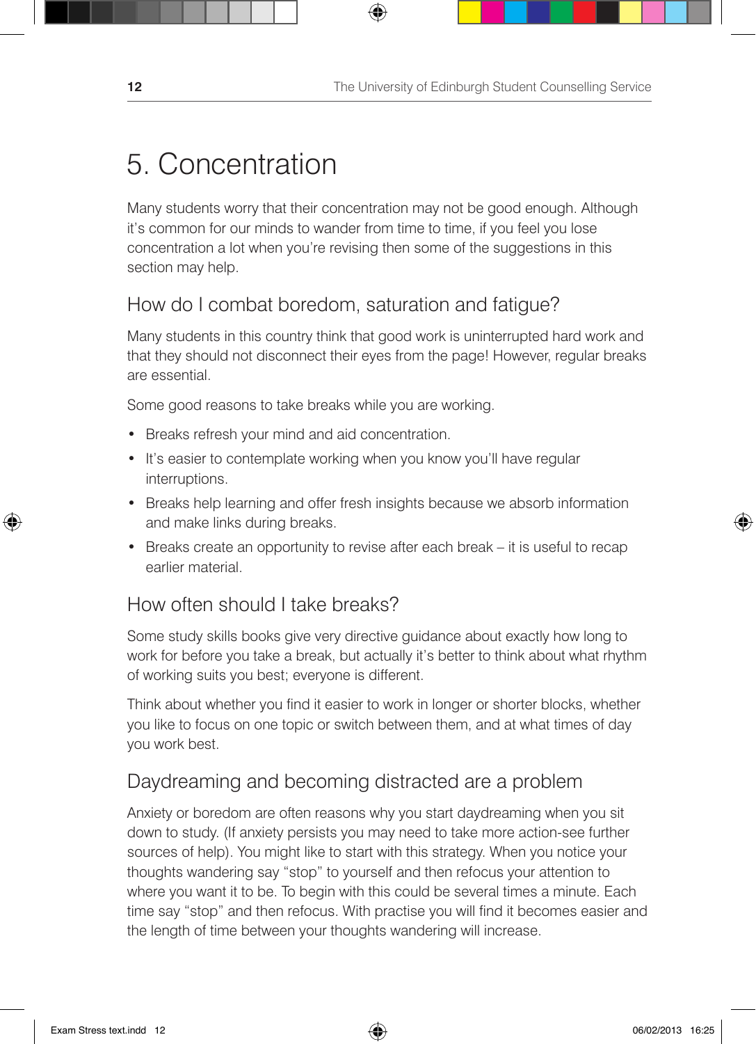# 5. Concentration

Many students worry that their concentration may not be good enough. Although it's common for our minds to wander from time to time, if you feel you lose concentration a lot when you're revising then some of the suggestions in this section may help.

## How do I combat boredom, saturation and fatigue?

Many students in this country think that good work is uninterrupted hard work and that they should not disconnect their eyes from the page! However, regular breaks are essential.

Some good reasons to take breaks while you are working.

- Breaks refresh your mind and aid concentration.
- It's easier to contemplate working when you know you'll have regular interruptions.
- Breaks help learning and offer fresh insights because we absorb information and make links during breaks.
- Breaks create an opportunity to revise after each break – it is useful to recap earlier material.

## How often should I take breaks?

Some study skills books give very directive guidance about exactly how long to work for before you take a break, but actually it's better to think about what rhythm of working suits you best; everyone is different.

Think about whether you find it easier to work in longer or shorter blocks, whether you like to focus on one topic or switch between them, and at what times of day you work best.

## Daydreaming and becoming distracted are a problem

Anxiety or boredom are often reasons why you start daydreaming when you sit down to study. (If anxiety persists you may need to take more action-see further sources of help). You might like to start with this strategy. When you notice your thoughts wandering say "stop" to yourself and then refocus your attention to where you want it to be. To begin with this could be several times a minute. Each time say "stop" and then refocus. With practise you will find it becomes easier and the length of time between your thoughts wandering will increase.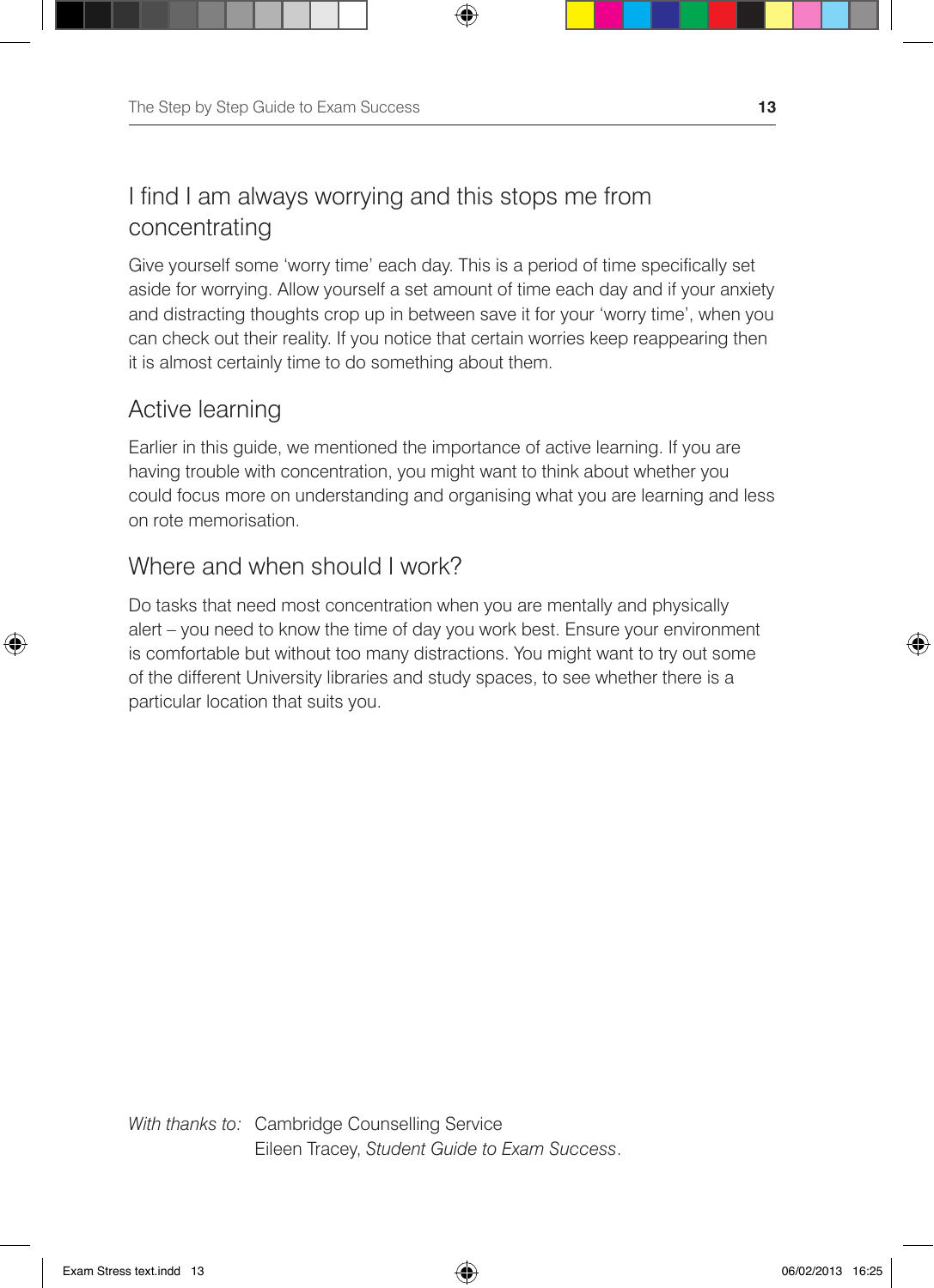## I find I am always worrying and this stops me from concentrating

Give yourself some 'worry time' each day. This is a period of time specifically set aside for worrying. Allow yourself a set amount of time each day and if your anxiety and distracting thoughts crop up in between save it for your 'worry time', when you can check out their reality. If you notice that certain worries keep reappearing then it is almost certainly time to do something about them.

## Active learning

Earlier in this guide, we mentioned the importance of active learning. If you are having trouble with concentration, you might want to think about whether you could focus more on understanding and organising what you are learning and less on rote memorisation.

## Where and when should I work?

Do tasks that need most concentration when you are mentally and physically alert – you need to know the time of day you work best. Ensure your environment is comfortable but without too many distractions. You might want to try out some of the different University libraries and study spaces, to see whether there is a particular location that suits you.

*With thanks to:* Cambridge Counselling Service
Eileen Tracey, *Student Guide to Exam Success*.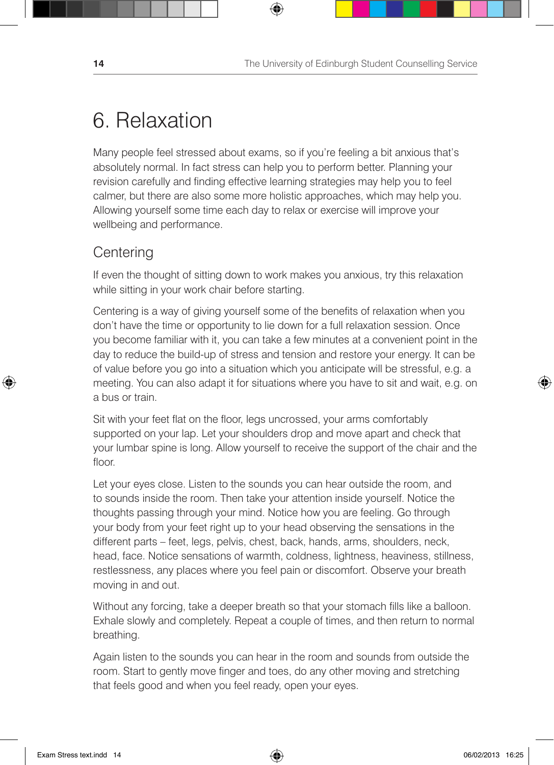# 6. Relaxation

Many people feel stressed about exams, so if you're feeling a bit anxious that's absolutely normal. In fact stress can help you to perform better. Planning your revision carefully and finding effective learning strategies may help you to feel calmer, but there are also some more holistic approaches, which may help you. Allowing yourself some time each day to relax or exercise will improve your wellbeing and performance.

## Centering

If even the thought of sitting down to work makes you anxious, try this relaxation while sitting in your work chair before starting.

Centering is a way of giving yourself some of the benefits of relaxation when you don't have the time or opportunity to lie down for a full relaxation session. Once you become familiar with it, you can take a few minutes at a convenient point in the day to reduce the build-up of stress and tension and restore your energy. It can be of value before you go into a situation which you anticipate will be stressful, e.g. a meeting. You can also adapt it for situations where you have to sit and wait, e.g. on a bus or train.

Sit with your feet flat on the floor, legs uncrossed, your arms comfortably supported on your lap. Let your shoulders drop and move apart and check that your lumbar spine is long. Allow yourself to receive the support of the chair and the floor.

Let your eyes close. Listen to the sounds you can hear outside the room, and to sounds inside the room. Then take your attention inside yourself. Notice the thoughts passing through your mind. Notice how you are feeling. Go through your body from your feet right up to your head observing the sensations in the different parts – feet, legs, pelvis, chest, back, hands, arms, shoulders, neck, head, face. Notice sensations of warmth, coldness, lightness, heaviness, stillness, restlessness, any places where you feel pain or discomfort. Observe your breath moving in and out.

Without any forcing, take a deeper breath so that your stomach fills like a balloon. Exhale slowly and completely. Repeat a couple of times, and then return to normal breathing.

Again listen to the sounds you can hear in the room and sounds from outside the room. Start to gently move finger and toes, do any other moving and stretching that feels good and when you feel ready, open your eyes.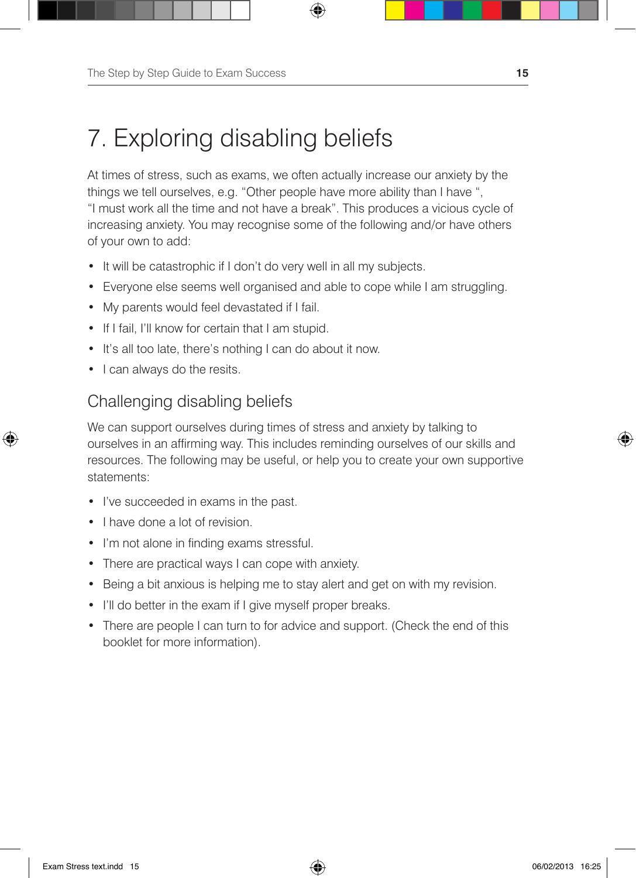# 7. Exploring disabling beliefs

At times of stress, such as exams, we often actually increase our anxiety by the things we tell ourselves, e.g. "Other people have more ability than I have ", "I must work all the time and not have a break". This produces a vicious cycle of increasing anxiety. You may recognise some of the following and/or have others of your own to add:

- It will be catastrophic if I don't do very well in all my subjects.
- Everyone else seems well organised and able to cope while I am struggling.
- My parents would feel devastated if I fail.
- If I fail, I'll know for certain that I am stupid.
- It's all too late, there's nothing I can do about it now.
- I can always do the resits.

## Challenging disabling beliefs

We can support ourselves during times of stress and anxiety by talking to ourselves in an affirming way. This includes reminding ourselves of our skills and resources. The following may be useful, or help you to create your own supportive statements:

- I've succeeded in exams in the past.
- I have done a lot of revision.
- I'm not alone in finding exams stressful.
- There are practical ways I can cope with anxiety.
- Being a bit anxious is helping me to stay alert and get on with my revision.
- I'll do better in the exam if I give myself proper breaks.
- There are people I can turn to for advice and support. (Check the end of this booklet for more information).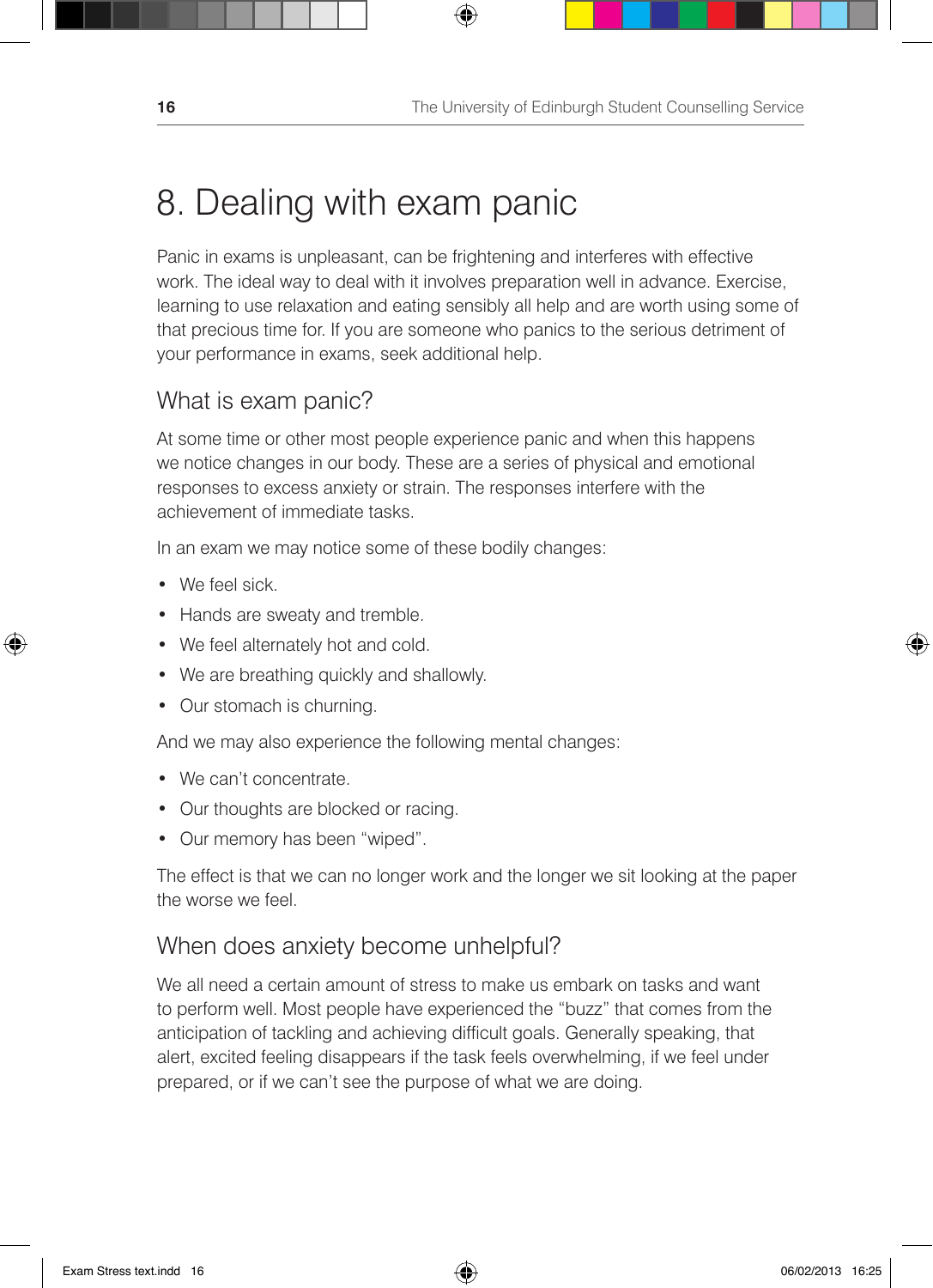# 8. Dealing with exam panic

Panic in exams is unpleasant, can be frightening and interferes with effective work. The ideal way to deal with it involves preparation well in advance. Exercise, learning to use relaxation and eating sensibly all help and are worth using some of that precious time for. If you are someone who panics to the serious detriment of your performance in exams, seek additional help.

## What is exam panic?

At some time or other most people experience panic and when this happens we notice changes in our body. These are a series of physical and emotional responses to excess anxiety or strain. The responses interfere with the achievement of immediate tasks.

In an exam we may notice some of these bodily changes:

- We feel sick.
- Hands are sweaty and tremble.
- We feel alternately hot and cold.
- We are breathing quickly and shallowly.
- Our stomach is churning.

And we may also experience the following mental changes:

- We can't concentrate.
- Our thoughts are blocked or racing.
- Our memory has been "wiped".

The effect is that we can no longer work and the longer we sit looking at the paper the worse we feel.

## When does anxiety become unhelpful?

We all need a certain amount of stress to make us embark on tasks and want to perform well. Most people have experienced the "buzz" that comes from the anticipation of tackling and achieving difficult goals. Generally speaking, that alert, excited feeling disappears if the task feels overwhelming, if we feel under prepared, or if we can't see the purpose of what we are doing.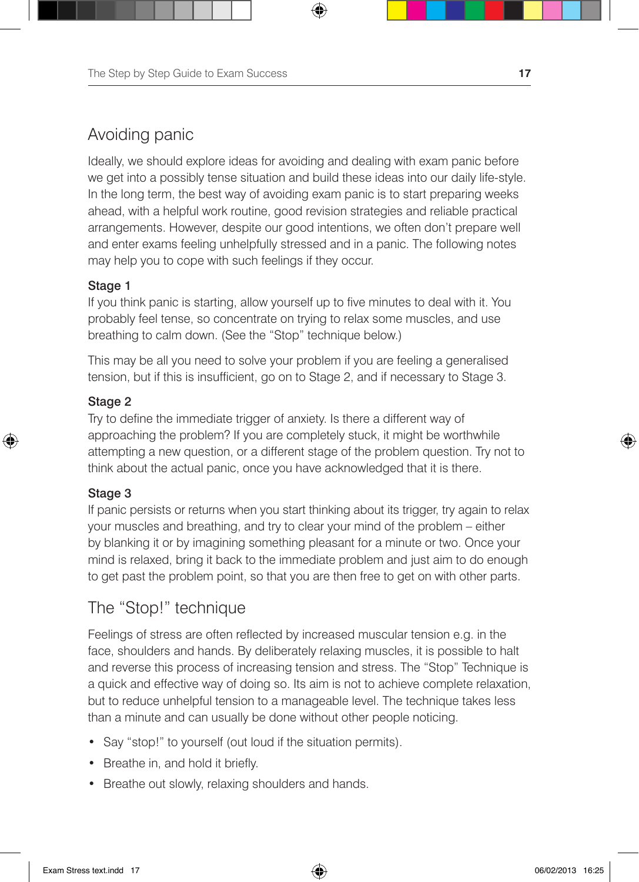## Avoiding panic

Ideally, we should explore ideas for avoiding and dealing with exam panic before we get into a possibly tense situation and build these ideas into our daily life-style. In the long term, the best way of avoiding exam panic is to start preparing weeks ahead, with a helpful work routine, good revision strategies and reliable practical arrangements. However, despite our good intentions, we often don't prepare well and enter exams feeling unhelpfully stressed and in a panic. The following notes may help you to cope with such feelings if they occur.

**Stage 1**
If you think panic is starting, allow yourself up to five minutes to deal with it. You probably feel tense, so concentrate on trying to relax some muscles, and use breathing to calm down. (See the "Stop" technique below.)

This may be all you need to solve your problem if you are feeling a generalised tension, but if this is insufficient, go on to Stage 2, and if necessary to Stage 3.

**Stage 2**
Try to define the immediate trigger of anxiety. Is there a different way of approaching the problem? If you are completely stuck, it might be worthwhile attempting a new question, or a different stage of the problem question. Try not to think about the actual panic, once you have acknowledged that it is there.

**Stage 3**
If panic persists or returns when you start thinking about its trigger, try again to relax your muscles and breathing, and try to clear your mind of the problem – either by blanking it or by imagining something pleasant for a minute or two. Once your mind is relaxed, bring it back to the immediate problem and just aim to do enough to get past the problem point, so that you are then free to get on with other parts.

## The "Stop!" technique

Feelings of stress are often reflected by increased muscular tension e.g. in the face, shoulders and hands. By deliberately relaxing muscles, it is possible to halt and reverse this process of increasing tension and stress. The "Stop" Technique is a quick and effective way of doing so. Its aim is not to achieve complete relaxation, but to reduce unhelpful tension to a manageable level. The technique takes less than a minute and can usually be done without other people noticing.

- Say "stop!" to yourself (out loud if the situation permits).
- Breathe in, and hold it briefly.
- Breathe out slowly, relaxing shoulders and hands.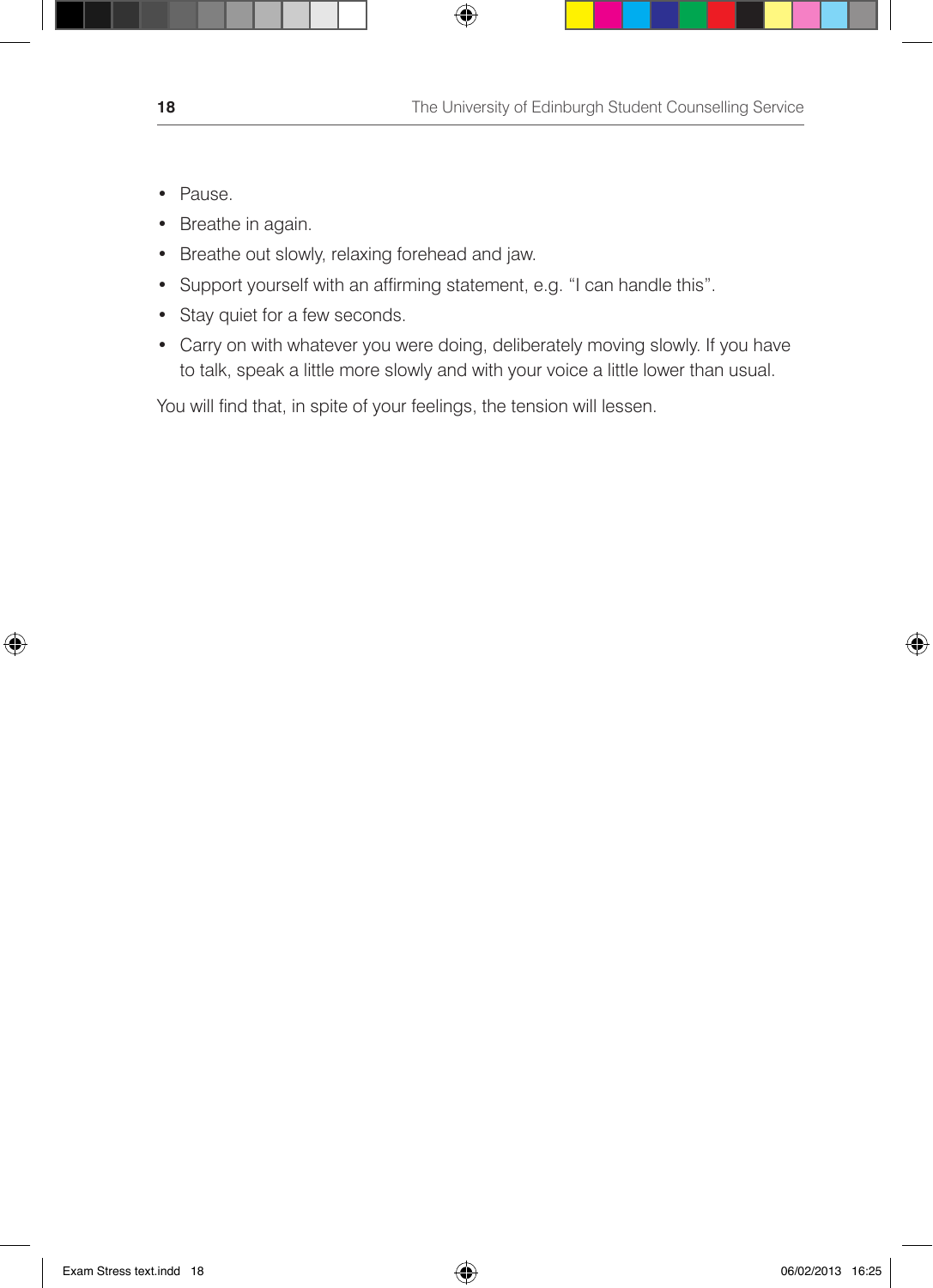- Pause.
- Breathe in again.
- Breathe out slowly, relaxing forehead and jaw.
- Support yourself with an affirming statement, e.g. "I can handle this".
- Stay quiet for a few seconds.
- Carry on with whatever you were doing, deliberately moving slowly. If you have to talk, speak a little more slowly and with your voice a little lower than usual.

You will find that, in spite of your feelings, the tension will lessen.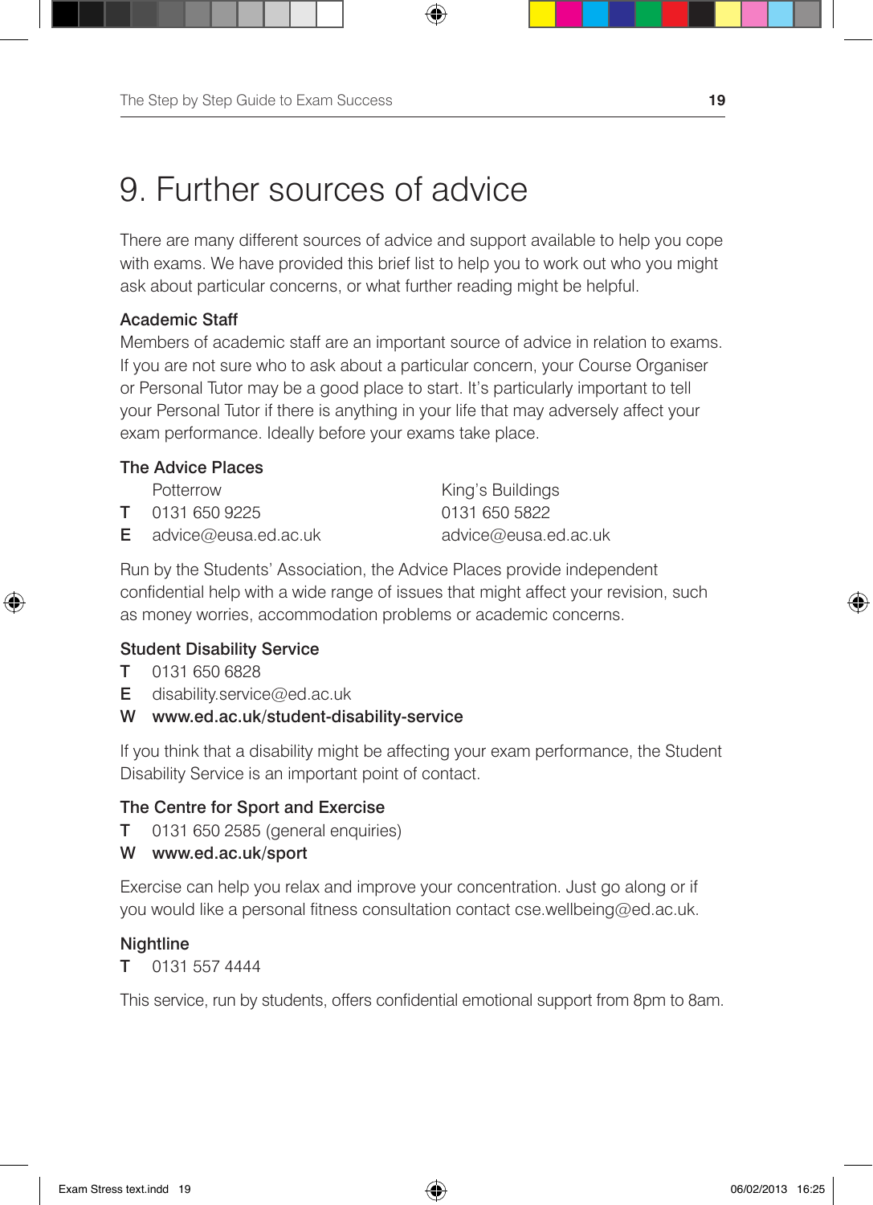# 9. Further sources of advice

There are many different sources of advice and support available to help you cope with exams. We have provided this brief list to help you to work out who you might ask about particular concerns, or what further reading might be helpful.

### Academic Staff

Members of academic staff are an important source of advice in relation to exams. If you are not sure who to ask about a particular concern, your Course Organiser or Personal Tutor may be a good place to start. It's particularly important to tell your Personal Tutor if there is anything in your life that may adversely affect your exam performance. Ideally before your exams take place.

### The Advice Places

| | Potterrow | King's Buildings |
|---|---|---|
| T | 0131 650 9225 | 0131 650 5822 |
| E | advice@eusa.ed.ac.uk | advice@eusa.ed.ac.uk |

Run by the Students' Association, the Advice Places provide independent confidential help with a wide range of issues that might affect your revision, such as money worries, accommodation problems or academic concerns.

### Student Disability Service

T 0131 650 6828
E disability.service@ed.ac.uk
W **www.ed.ac.uk/student-disability-service**

If you think that a disability might be affecting your exam performance, the Student Disability Service is an important point of contact.

### The Centre for Sport and Exercise

T 0131 650 2585 (general enquiries)
W **www.ed.ac.uk/sport**

Exercise can help you relax and improve your concentration. Just go along or if you would like a personal fitness consultation contact cse.wellbeing@ed.ac.uk.

### Nightline

T 0131 557 4444

This service, run by students, offers confidential emotional support from 8pm to 8am.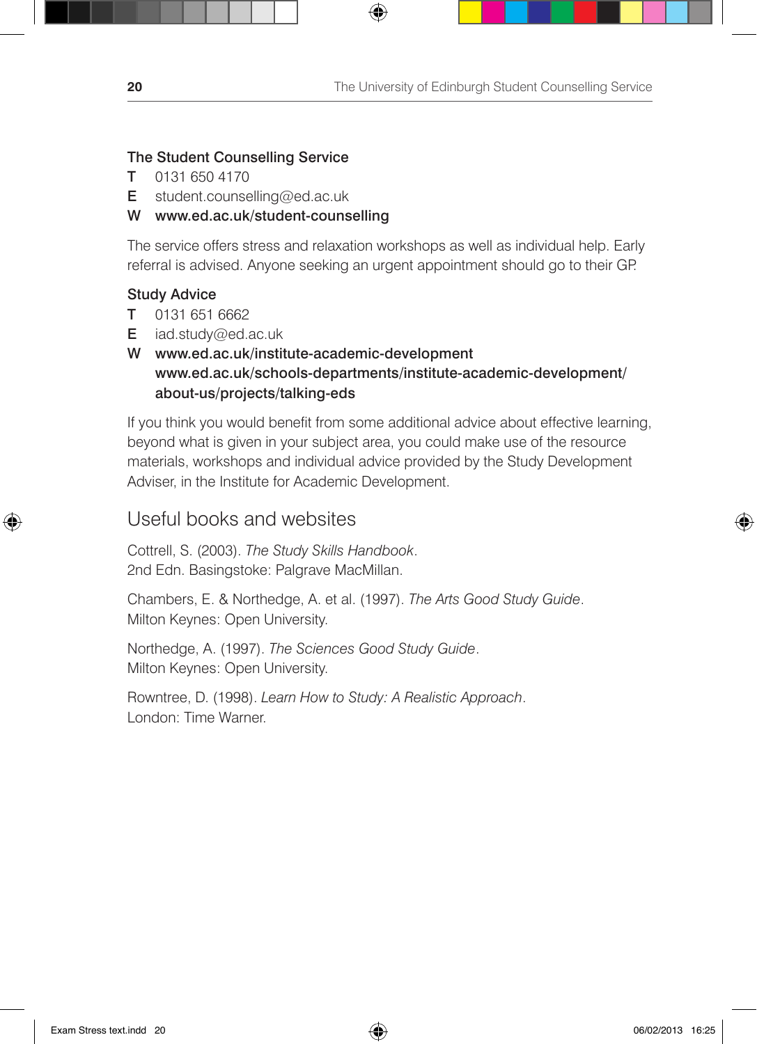### The Student Counselling Service

**T** 0131 650 4170
**E** student.counselling@ed.ac.uk
**W** www.ed.ac.uk/student-counselling

The service offers stress and relaxation workshops as well as individual help. Early referral is advised. Anyone seeking an urgent appointment should go to their GP.

### Study Advice

**T** 0131 651 6662
**E** iad.study@ed.ac.uk
**W** www.ed.ac.uk/institute-academic-development
www.ed.ac.uk/schools-departments/institute-academic-development/about-us/projects/talking-eds

If you think you would benefit from some additional advice about effective learning, beyond what is given in your subject area, you could make use of the resource materials, workshops and individual advice provided by the Study Development Adviser, in the Institute for Academic Development.

## Useful books and websites

Cottrell, S. (2003). *The Study Skills Handbook*.
2nd Edn. Basingstoke: Palgrave MacMillan.

Chambers, E. & Northedge, A. et al. (1997). *The Arts Good Study Guide*.
Milton Keynes: Open University.

Northedge, A. (1997). *The Sciences Good Study Guide*.
Milton Keynes: Open University.

Rowntree, D. (1998). *Learn How to Study: A Realistic Approach*.
London: Time Warner.